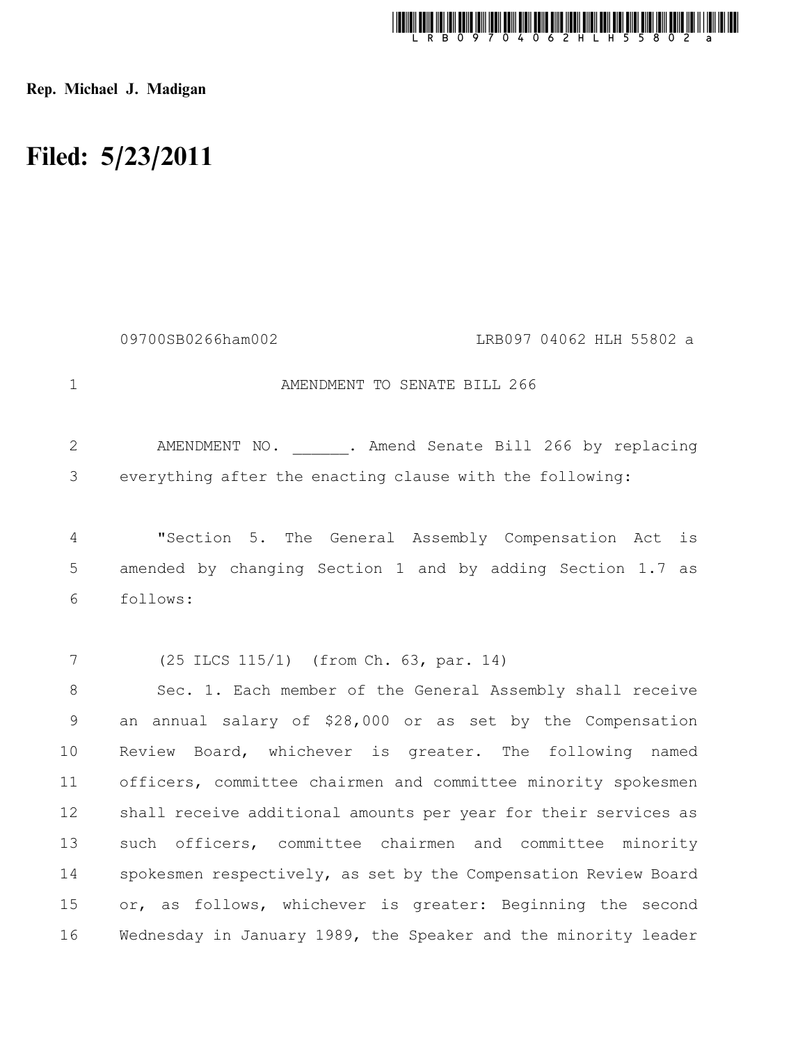Rep. Michael J. Madigan

# Filed: 5/23/2011

09700SB0266ham002 LRB097 04062 HLH 55802 a

AMENDMENT TO SENATE BILL 266

AMENDMENT NO. ______. Amend Senate Bill 266 by replacing everything after the enacting clause with the following:

"Section 5. The General Assembly Compensation Act is amended by changing Section 1 and by adding Section 1.7 as follows:

(25 ILCS 115/1) (from Ch. 63, par. 14)

Sec. 1. Each member of the General Assembly shall receive an annual salary of $28,000 or as set by the Compensation Review Board, whichever is greater. The following named officers, committee chairmen and committee minority spokesmen shall receive additional amounts per year for their services as such officers, committee chairmen and committee minority spokesmen respectively, as set by the Compensation Review Board or, as follows, whichever is greater: Beginning the second Wednesday in January 1989, the Speaker and the minority leader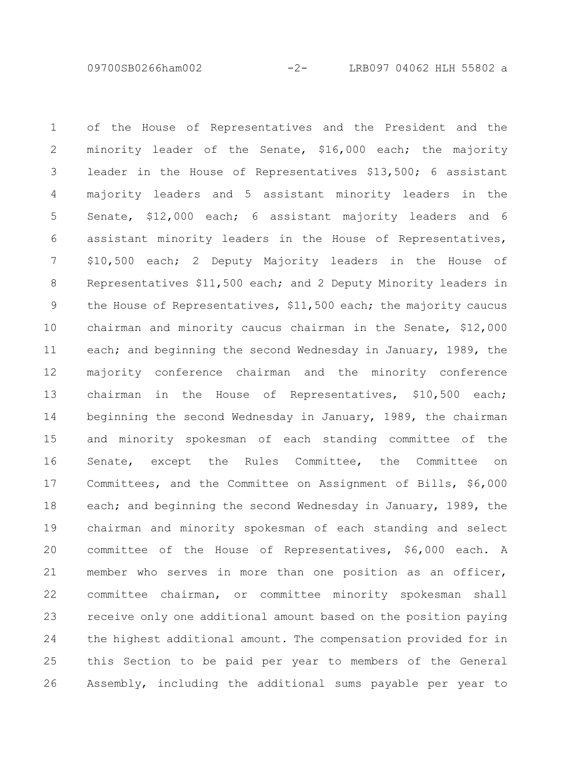of the House of Representatives and the President and the minority leader of the Senate, $16,000 each; the majority leader in the House of Representatives $13,500; 6 assistant majority leaders and 5 assistant minority leaders in the Senate, $12,000 each; 6 assistant majority leaders and 6 assistant minority leaders in the House of Representatives, $10,500 each; 2 Deputy Majority leaders in the House of Representatives $11,500 each; and 2 Deputy Minority leaders in the House of Representatives, $11,500 each; the majority caucus chairman and minority caucus chairman in the Senate, $12,000 each; and beginning the second Wednesday in January, 1989, the majority conference chairman and the minority conference chairman in the House of Representatives, $10,500 each; beginning the second Wednesday in January, 1989, the chairman and minority spokesman of each standing committee of the Senate, except the Rules Committee, the Committee on Committees, and the Committee on Assignment of Bills, $6,000 each; and beginning the second Wednesday in January, 1989, the chairman and minority spokesman of each standing and select committee of the House of Representatives, $6,000 each. A member who serves in more than one position as an officer, committee chairman, or committee minority spokesman shall receive only one additional amount based on the position paying the highest additional amount. The compensation provided for in this Section to be paid per year to members of the General Assembly, including the additional sums payable per year to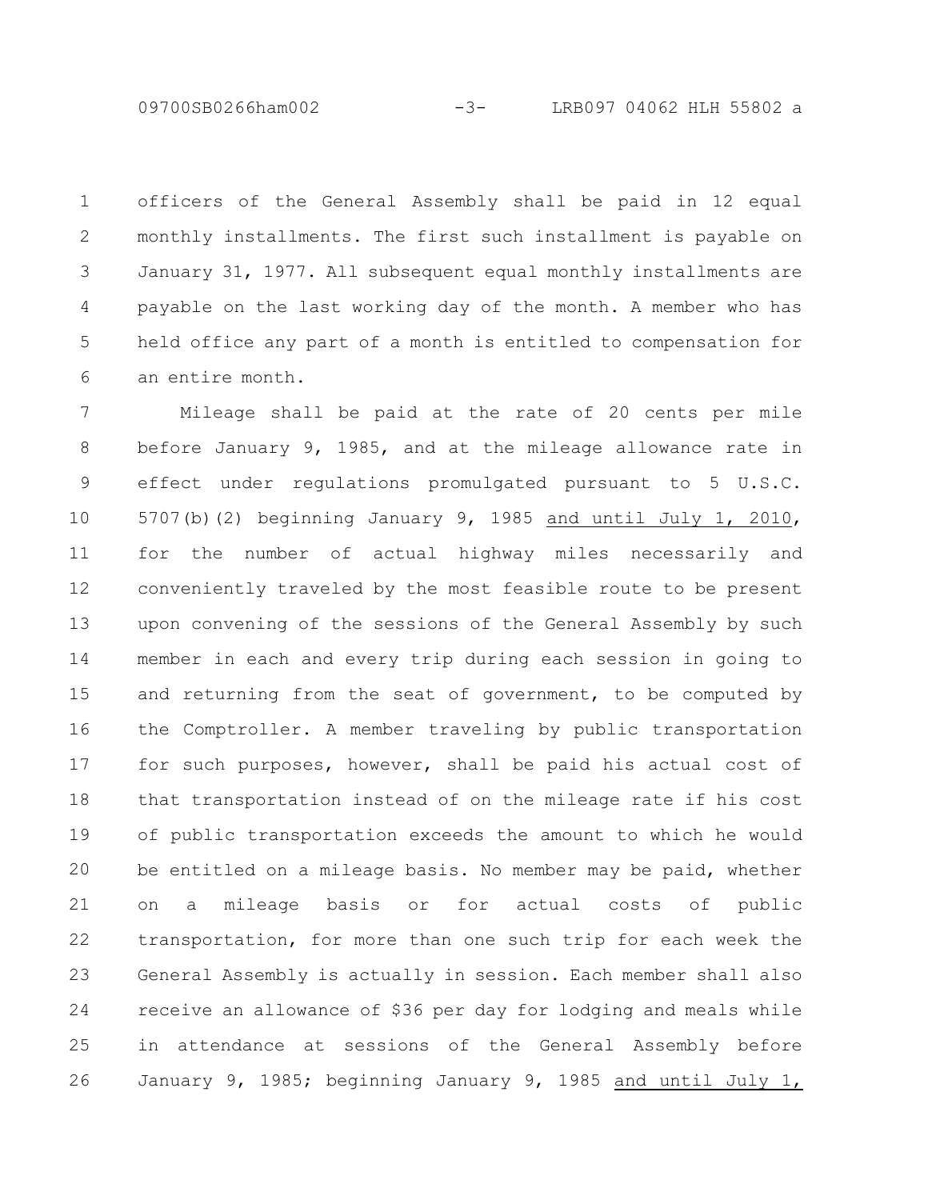officers of the General Assembly shall be paid in 12 equal monthly installments. The first such installment is payable on January 31, 1977. All subsequent equal monthly installments are payable on the last working day of the month. A member who has held office any part of a month is entitled to compensation for an entire month.

Mileage shall be paid at the rate of 20 cents per mile before January 9, 1985, and at the mileage allowance rate in effect under regulations promulgated pursuant to 5 U.S.C. 5707(b)(2) beginning January 9, 1985 <u>and until July 1, 2010</u>, for the number of actual highway miles necessarily and conveniently traveled by the most feasible route to be present upon convening of the sessions of the General Assembly by such member in each and every trip during each session in going to and returning from the seat of government, to be computed by the Comptroller. A member traveling by public transportation for such purposes, however, shall be paid his actual cost of that transportation instead of on the mileage rate if his cost of public transportation exceeds the amount to which he would be entitled on a mileage basis. No member may be paid, whether on a mileage basis or for actual costs of public transportation, for more than one such trip for each week the General Assembly is actually in session. Each member shall also receive an allowance of $36 per day for lodging and meals while in attendance at sessions of the General Assembly before January 9, 1985; beginning January 9, 1985 <u>and until July 1,</u>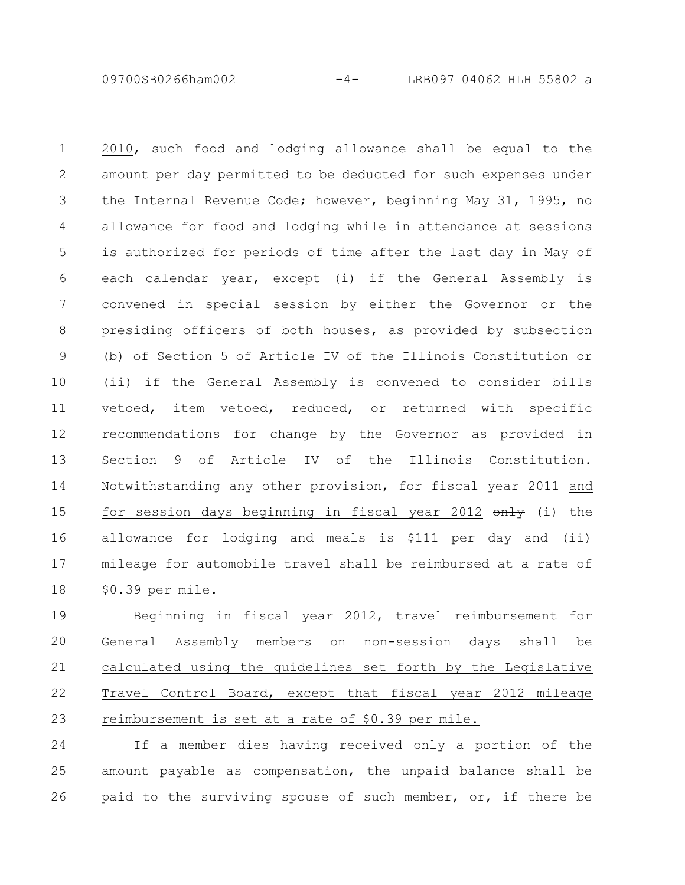2010, such food and lodging allowance shall be equal to the amount per day permitted to be deducted for such expenses under the Internal Revenue Code; however, beginning May 31, 1995, no allowance for food and lodging while in attendance at sessions is authorized for periods of time after the last day in May of each calendar year, except (i) if the General Assembly is convened in special session by either the Governor or the presiding officers of both houses, as provided by subsection (b) of Section 5 of Article IV of the Illinois Constitution or (ii) if the General Assembly is convened to consider bills vetoed, item vetoed, reduced, or returned with specific recommendations for change by the Governor as provided in Section 9 of Article IV of the Illinois Constitution. Notwithstanding any other provision, for fiscal year 2011 and for session days beginning in fiscal year 2012 ~~only~~ (i) the allowance for lodging and meals is $111 per day and (ii) mileage for automobile travel shall be reimbursed at a rate of $0.39 per mile.

Beginning in fiscal year 2012, travel reimbursement for General Assembly members on non-session days shall be calculated using the guidelines set forth by the Legislative Travel Control Board, except that fiscal year 2012 mileage reimbursement is set at a rate of $0.39 per mile.

If a member dies having received only a portion of the amount payable as compensation, the unpaid balance shall be paid to the surviving spouse of such member, or, if there be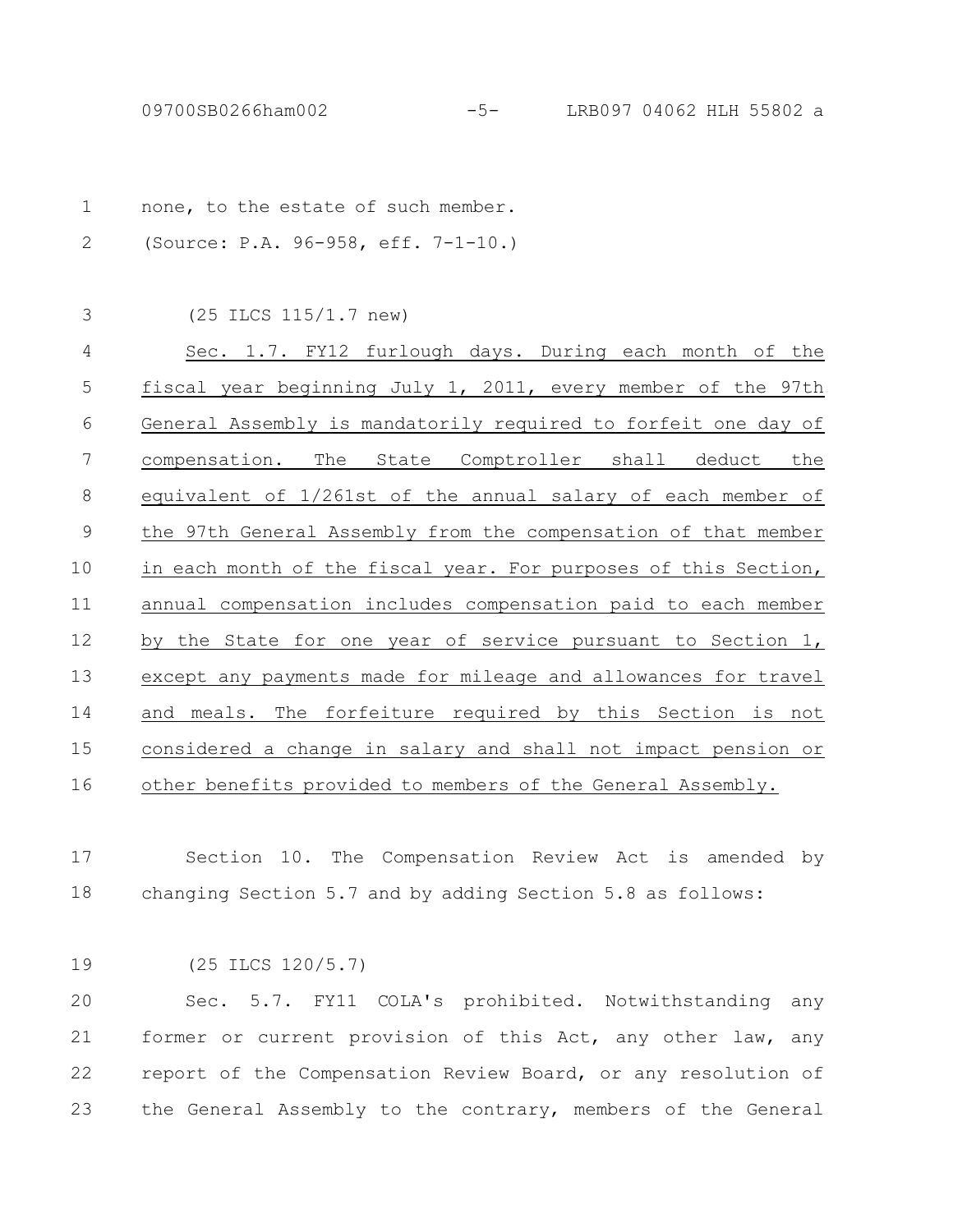none, to the estate of such member.

(Source: P.A. 96-958, eff. 7-1-10.)

(25 ILCS 115/1.7 new)

Sec. 1.7. FY12 furlough days. During each month of the fiscal year beginning July 1, 2011, every member of the 97th General Assembly is mandatorily required to forfeit one day of compensation. The State Comptroller shall deduct the equivalent of 1/261st of the annual salary of each member of the 97th General Assembly from the compensation of that member in each month of the fiscal year. For purposes of this Section, annual compensation includes compensation paid to each member by the State for one year of service pursuant to Section 1, except any payments made for mileage and allowances for travel and meals. The forfeiture required by this Section is not considered a change in salary and shall not impact pension or other benefits provided to members of the General Assembly.

Section 10. The Compensation Review Act is amended by changing Section 5.7 and by adding Section 5.8 as follows:

(25 ILCS 120/5.7)

Sec. 5.7. FY11 COLA's prohibited. Notwithstanding any former or current provision of this Act, any other law, any report of the Compensation Review Board, or any resolution of the General Assembly to the contrary, members of the General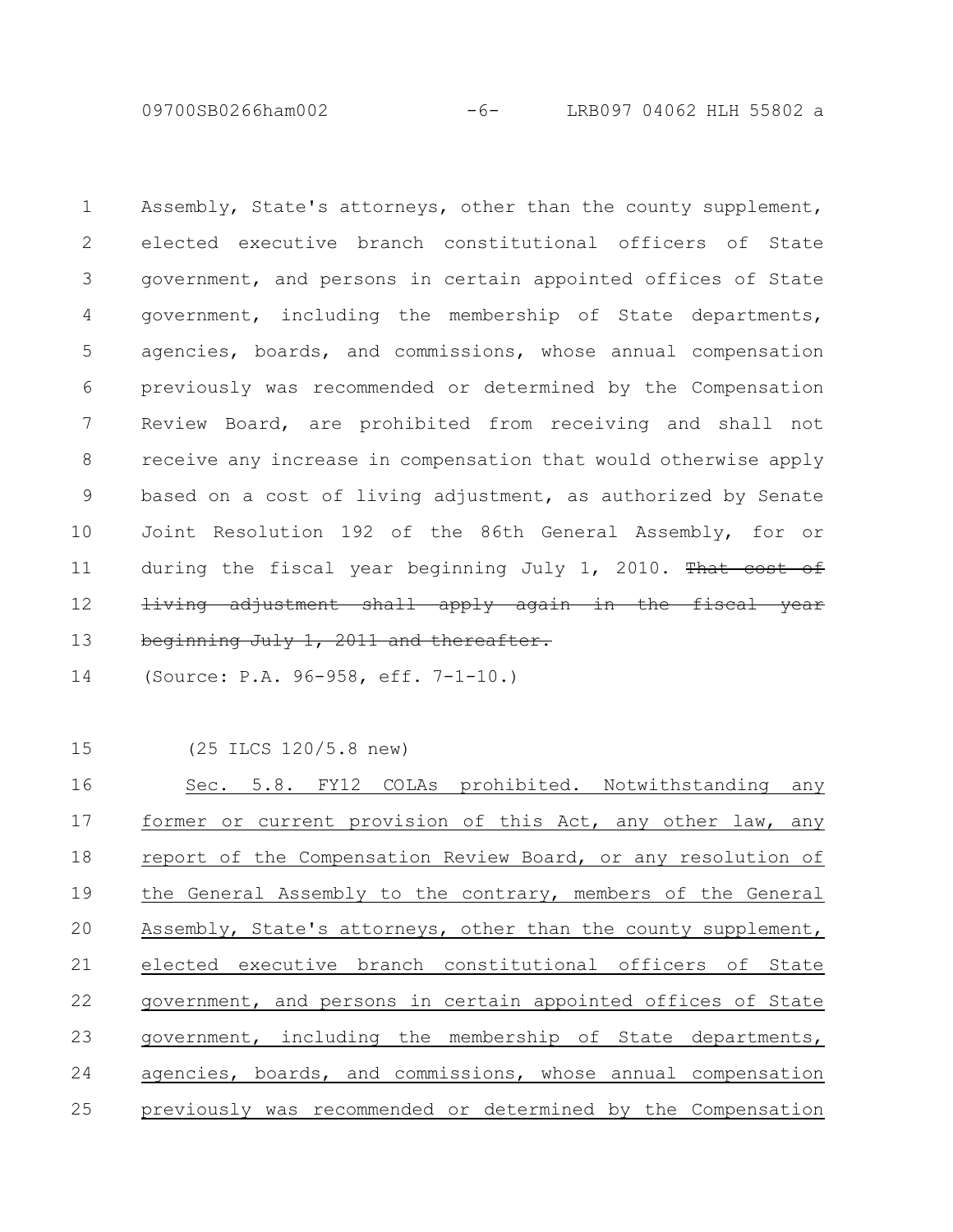Assembly, State's attorneys, other than the county supplement, elected executive branch constitutional officers of State government, and persons in certain appointed offices of State government, including the membership of State departments, agencies, boards, and commissions, whose annual compensation previously was recommended or determined by the Compensation Review Board, are prohibited from receiving and shall not receive any increase in compensation that would otherwise apply based on a cost of living adjustment, as authorized by Senate Joint Resolution 192 of the 86th General Assembly, for or during the fiscal year beginning July 1, 2010. ~~That cost of living adjustment shall apply again in the fiscal year beginning July 1, 2011 and thereafter.~~

(Source: P.A. 96-958, eff. 7-1-10.)

(25 ILCS 120/5.8 new)

<u>Sec. 5.8. FY12 COLAs prohibited. Notwithstanding any former or current provision of this Act, any other law, any report of the Compensation Review Board, or any resolution of the General Assembly to the contrary, members of the General Assembly, State's attorneys, other than the county supplement, elected executive branch constitutional officers of State government, and persons in certain appointed offices of State government, including the membership of State departments, agencies, boards, and commissions, whose annual compensation previously was recommended or determined by the Compensation</u>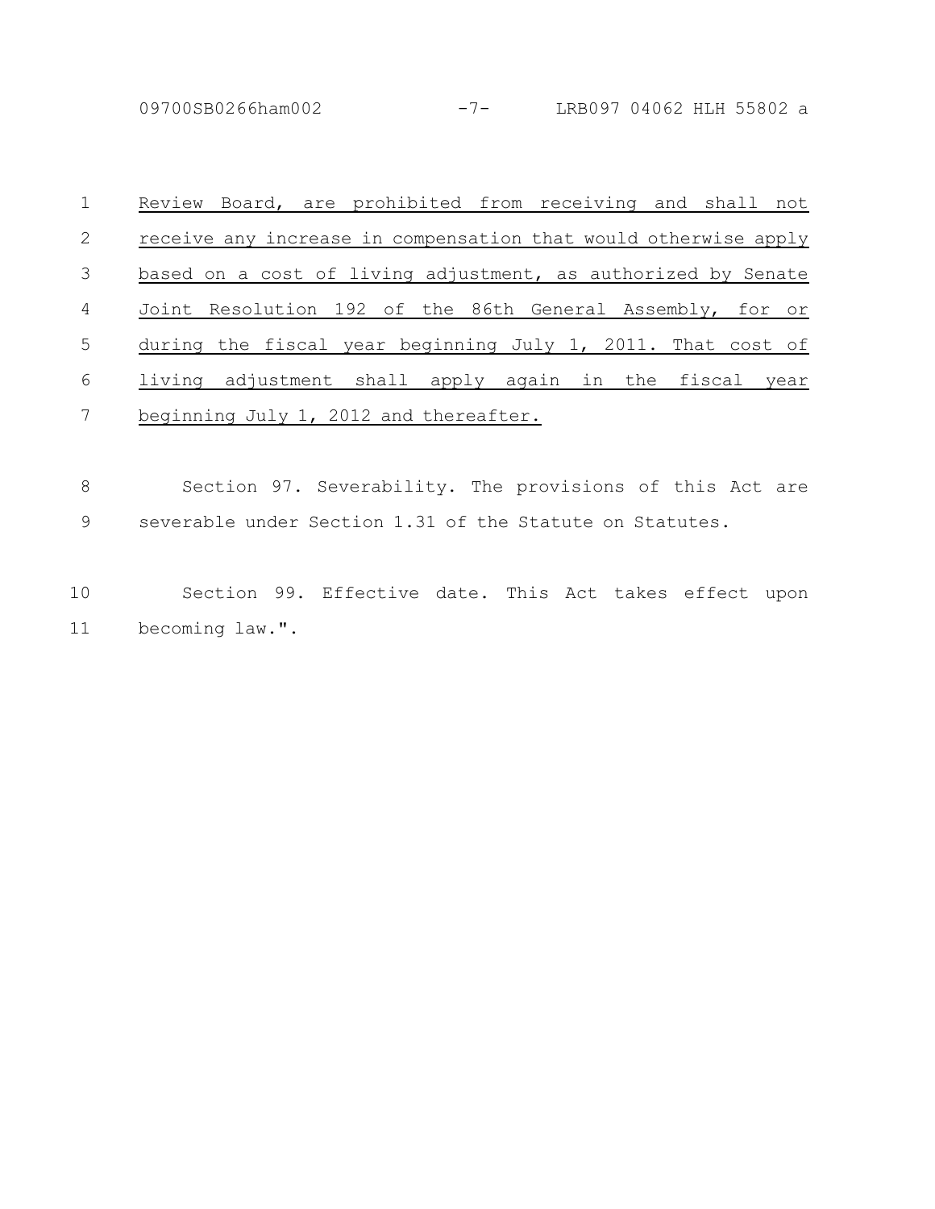Review Board, are prohibited from receiving and shall not receive any increase in compensation that would otherwise apply based on a cost of living adjustment, as authorized by Senate Joint Resolution 192 of the 86th General Assembly, for or during the fiscal year beginning July 1, 2011. That cost of living adjustment shall apply again in the fiscal year beginning July 1, 2012 and thereafter.

Section 97. Severability. The provisions of this Act are severable under Section 1.31 of the Statute on Statutes.

Section 99. Effective date. This Act takes effect upon becoming law.".